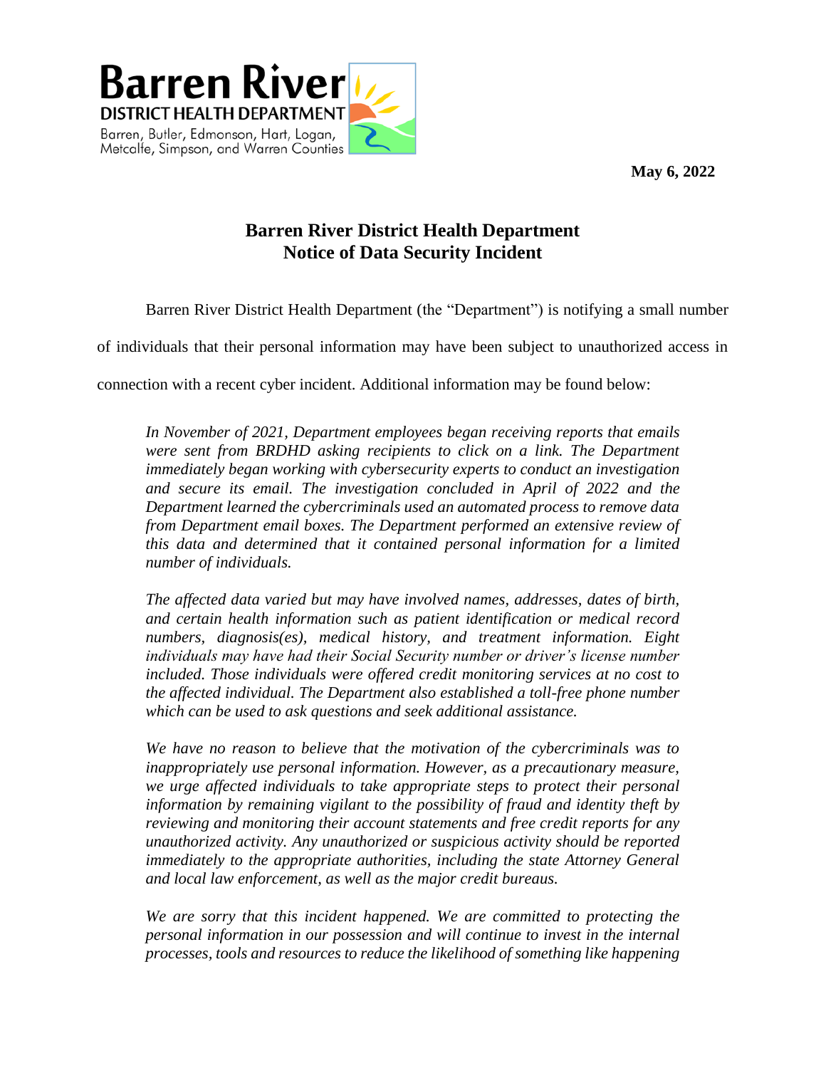**Barren River**
**DISTRICT HEALTH DEPARTMENT**
Barren, Butler, Edmonson, Hart, Logan, Metcalfe, Simpson, and Warren Counties

**May 6, 2022**

# Barren River District Health Department Notice of Data Security Incident

Barren River District Health Department (the "Department") is notifying a small number of individuals that their personal information may have been subject to unauthorized access in connection with a recent cyber incident. Additional information may be found below:

> *In November of 2021, Department employees began receiving reports that emails were sent from BRDHD asking recipients to click on a link. The Department immediately began working with cybersecurity experts to conduct an investigation and secure its email. The investigation concluded in April of 2022 and the Department learned the cybercriminals used an automated process to remove data from Department email boxes. The Department performed an extensive review of this data and determined that it contained personal information for a limited number of individuals.*
>
> *The affected data varied but may have involved names, addresses, dates of birth, and certain health information such as patient identification or medical record numbers, diagnosis(es), medical history, and treatment information. Eight individuals may have had their Social Security number or driver's license number included. Those individuals were offered credit monitoring services at no cost to the affected individual. The Department also established a toll-free phone number which can be used to ask questions and seek additional assistance.*
>
> *We have no reason to believe that the motivation of the cybercriminals was to inappropriately use personal information. However, as a precautionary measure, we urge affected individuals to take appropriate steps to protect their personal information by remaining vigilant to the possibility of fraud and identity theft by reviewing and monitoring their account statements and free credit reports for any unauthorized activity. Any unauthorized or suspicious activity should be reported immediately to the appropriate authorities, including the state Attorney General and local law enforcement, as well as the major credit bureaus.*
>
> *We are sorry that this incident happened. We are committed to protecting the personal information in our possession and will continue to invest in the internal processes, tools and resources to reduce the likelihood of something like happening*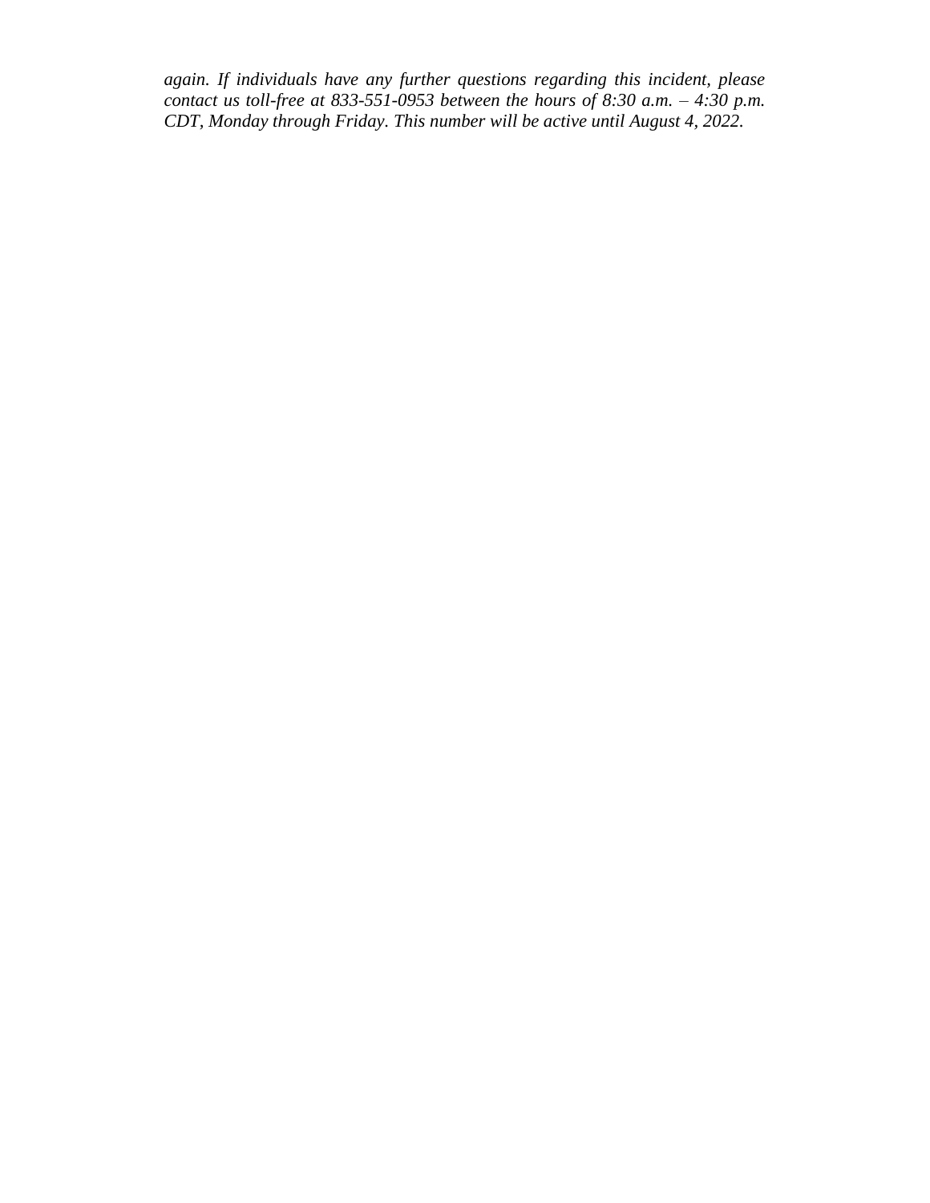*again. If individuals have any further questions regarding this incident, please contact us toll-free at 833-551-0953 between the hours of 8:30 a.m. – 4:30 p.m. CDT, Monday through Friday. This number will be active until August 4, 2022.*